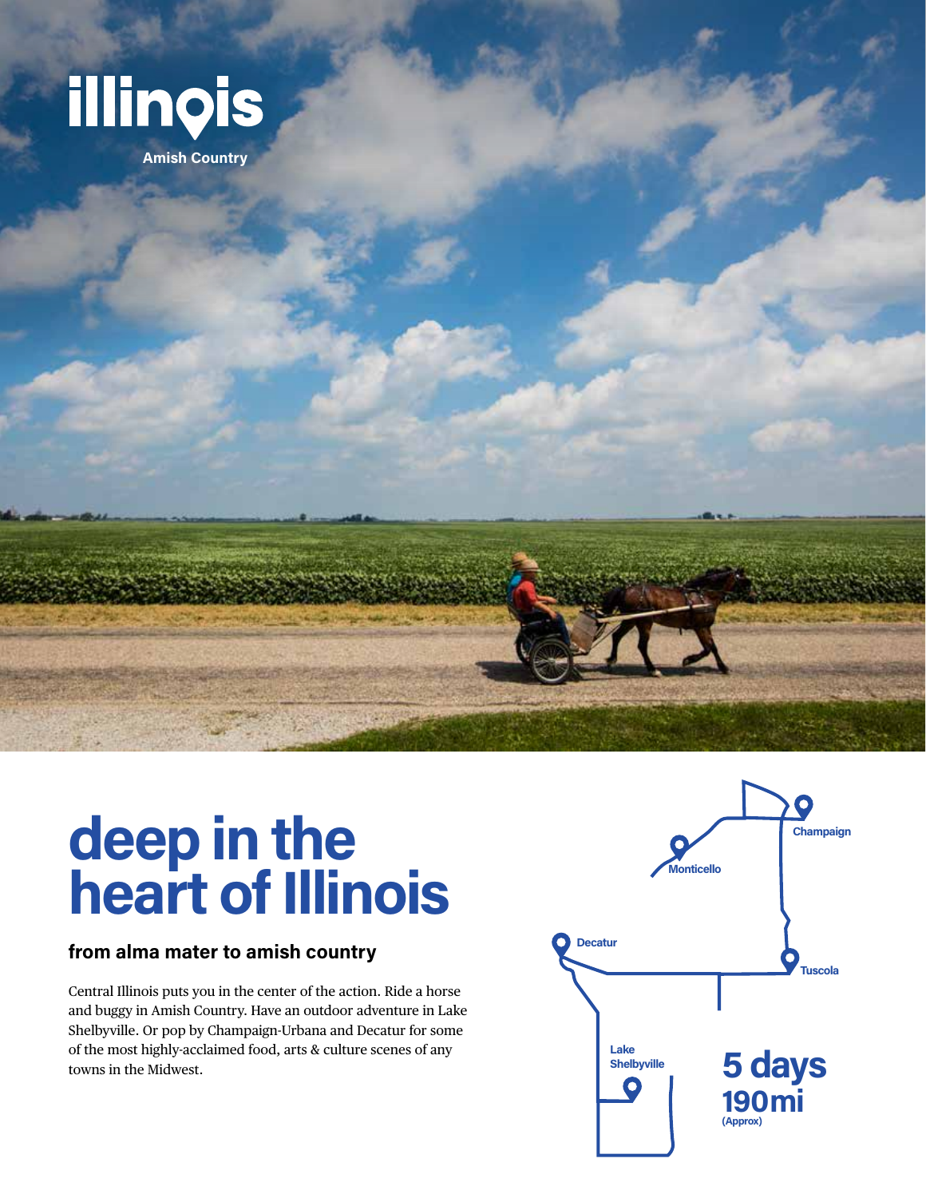illinois

Amish Country

# deep in the heart of Illinois

## from alma mater to amish country

Central Illinois puts you in the center of the action. Ride a horse and buggy in Amish Country. Have an outdoor adventure in Lake Shelbyville. Or pop by Champaign-Urbana and Decatur for some of the most highly-acclaimed food, arts & culture scenes of any towns in the Midwest.

Champaign

Monticello

Decatur

Tuscola

Lake Shelbyville

**5 days**

**190mi**

(Approx)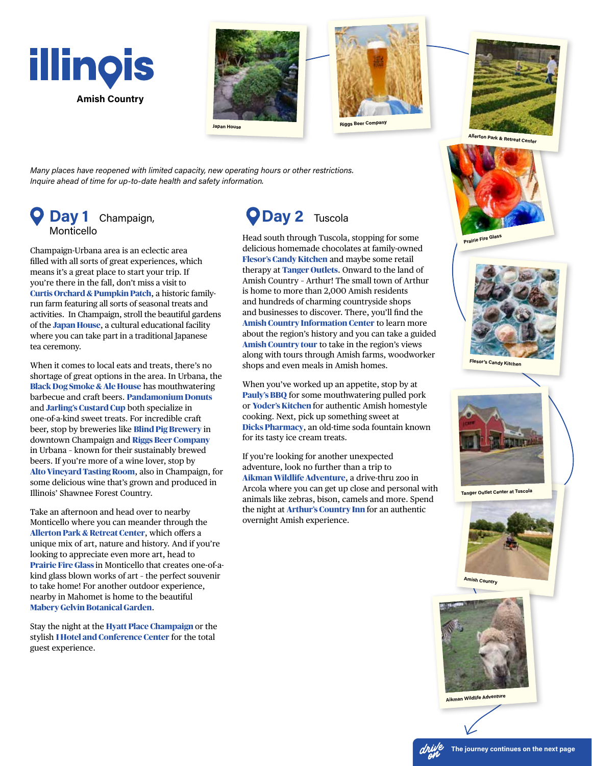# illinois

**Amish Country**

Japan House

Riggs Beer Company

Allerton Park & Retreat Center

Prairie Fire Glass

Flesor's Candy Kitchen

Tanger Outlet Center at Tuscola

Amish Country

Aikman Wildlife Adventure

*Many places have reopened with limited capacity, new operating hours or other restrictions. Inquire ahead of time for up-to-date health and safety information.*

## Day 1 Champaign, Monticello

Champaign-Urbana area is an eclectic area filled with all sorts of great experiences, which means it's a great place to start your trip. If you're there in the fall, don't miss a visit to **Curtis Orchard & Pumpkin Patch**, a historic family-run farm featuring all sorts of seasonal treats and activities. In Champaign, stroll the beautiful gardens of the **Japan House**, a cultural educational facility where you can take part in a traditional Japanese tea ceremony.

When it comes to local eats and treats, there's no shortage of great options in the area. In Urbana, the **Black Dog Smoke & Ale House** has mouthwatering barbecue and craft beers. **Pandamonium Donuts** and **Jarling's Custard Cup** both specialize in one-of-a-kind sweet treats. For incredible craft beer, stop by breweries like **Blind Pig Brewery** in downtown Champaign and **Riggs Beer Company** in Urbana - known for their sustainably brewed beers. If you're more of a wine lover, stop by **Alto Vineyard Tasting Room**, also in Champaign, for some delicious wine that's grown and produced in Illinois' Shawnee Forest Country.

Take an afternoon and head over to nearby Monticello where you can meander through the **Allerton Park & Retreat Center**, which offers a unique mix of art, nature and history. And if you're looking to appreciate even more art, head to **Prairie Fire Glass** in Monticello that creates one-of-a-kind glass blown works of art - the perfect souvenir to take home! For another outdoor experience, nearby in Mahomet is home to the beautiful **Mabery Gelvin Botanical Garden**.

Stay the night at the **Hyatt Place Champaign** or the stylish **I Hotel and Conference Center** for the total guest experience.

## Day 2 Tuscola

Head south through Tuscola, stopping for some delicious homemade chocolates at family-owned **Flesor's Candy Kitchen** and maybe some retail therapy at **Tanger Outlets**. Onward to the land of Amish Country - Arthur! The small town of Arthur is home to more than 2,000 Amish residents and hundreds of charming countryside shops and businesses to discover. There, you'll find the **Amish Country Information Center** to learn more about the region's history and you can take a guided **Amish Country tour** to take in the region's views along with tours through Amish farms, woodworker shops and even meals in Amish homes.

When you've worked up an appetite, stop by at **Pauly's BBQ** for some mouthwatering pulled pork or **Yoder's Kitchen** for authentic Amish homestyle cooking. Next, pick up something sweet at **Dicks Pharmacy**, an old-time soda fountain known for its tasty ice cream treats.

If you're looking for another unexpected adventure, look no further than a trip to **Aikman Wildlife Adventure**, a drive-thru zoo in Arcola where you can get up close and personal with animals like zebras, bison, camels and more. Spend the night at **Arthur's Country Inn** for an authentic overnight Amish experience.

*drive on* — The journey continues on the next page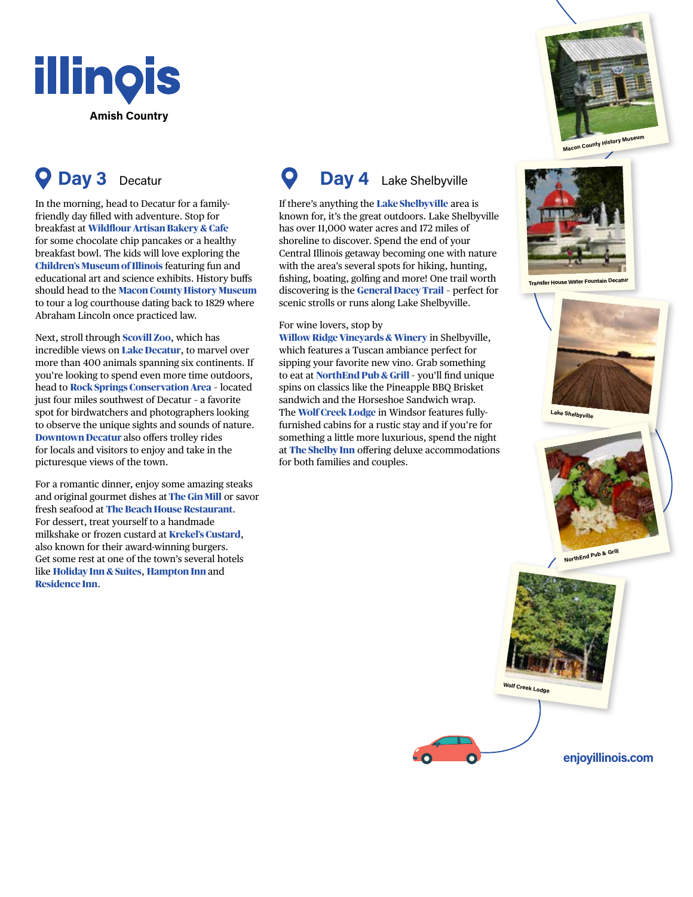# illinois

Amish Country

## Day 3 Decatur

In the morning, head to Decatur for a family-friendly day filled with adventure. Stop for breakfast at **Wildflour Artisan Bakery & Cafe** for some chocolate chip pancakes or a healthy breakfast bowl. The kids will love exploring the **Children's Museum of Illinois** featuring fun and educational art and science exhibits. History buffs should head to the **Macon County History Museum** to tour a log courthouse dating back to 1829 where Abraham Lincoln once practiced law.

Next, stroll through **Scovill Zoo**, which has incredible views on **Lake Decatur**, to marvel over more than 400 animals spanning six continents. If you're looking to spend even more time outdoors, head to **Rock Springs Conservation Area** - located just four miles southwest of Decatur - a favorite spot for birdwatchers and photographers looking to observe the unique sights and sounds of nature. **Downtown Decatur** also offers trolley rides for locals and visitors to enjoy and take in the picturesque views of the town.

For a romantic dinner, enjoy some amazing steaks and original gourmet dishes at **The Gin Mill** or savor fresh seafood at **The Beach House Restaurant**. For dessert, treat yourself to a handmade milkshake or frozen custard at **Krekel's Custard**, also known for their award-winning burgers. Get some rest at one of the town's several hotels like **Holiday Inn & Suites**, **Hampton Inn** and **Residence Inn**.

## Day 4 Lake Shelbyville

If there's anything the **Lake Shelbyville** area is known for, it's the great outdoors. Lake Shelbyville has over 11,000 water acres and 172 miles of shoreline to discover. Spend the end of your Central Illinois getaway becoming one with nature with the area's several spots for hiking, hunting, fishing, boating, golfing and more! One trail worth discovering is the **General Dacey Trail** - perfect for scenic strolls or runs along Lake Shelbyville.

For wine lovers, stop by **Willow Ridge Vineyards & Winery** in Shelbyville, which features a Tuscan ambiance perfect for sipping your favorite new vino. Grab something to eat at **NorthEnd Pub & Grill** - you'll find unique spins on classics like the Pineapple BBQ Brisket sandwich and the Horseshoe Sandwich wrap. The **Wolf Creek Lodge** in Windsor features fully-furnished cabins for a rustic stay and if you're for something a little more luxurious, spend the night at **The Shelby Inn** offering deluxe accommodations for both families and couples.

Macon County History Museum

Transfer House Water Fountain Decatur

Lake Shelbyville

NorthEnd Pub & Grill

Wolf Creek Lodge

enjoyillinois.com